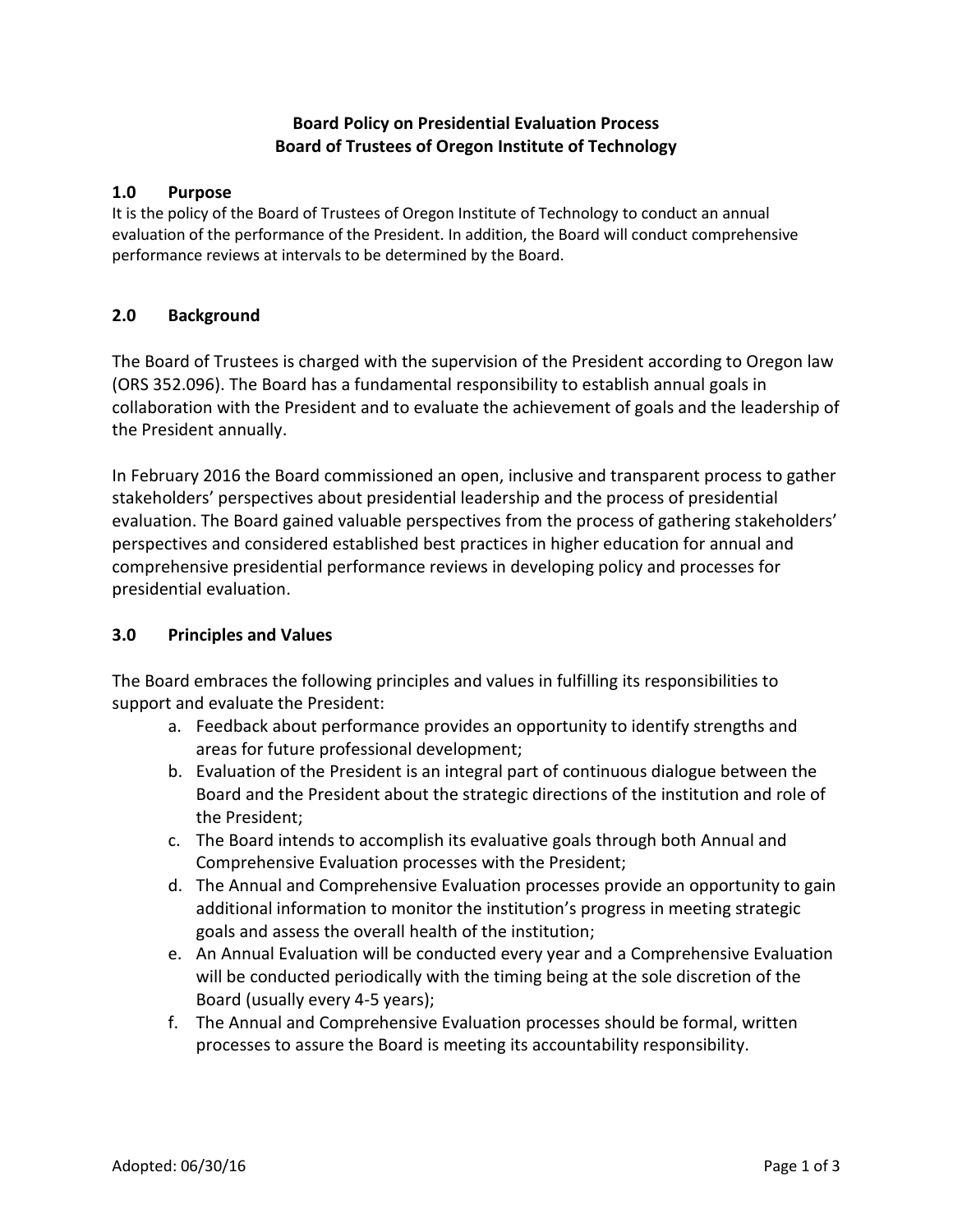# Board Policy on Presidential Evaluation Process
# Board of Trustees of Oregon Institute of Technology

## 1.0 Purpose

It is the policy of the Board of Trustees of Oregon Institute of Technology to conduct an annual evaluation of the performance of the President. In addition, the Board will conduct comprehensive performance reviews at intervals to be determined by the Board.

## 2.0 Background

The Board of Trustees is charged with the supervision of the President according to Oregon law (ORS 352.096). The Board has a fundamental responsibility to establish annual goals in collaboration with the President and to evaluate the achievement of goals and the leadership of the President annually.

In February 2016 the Board commissioned an open, inclusive and transparent process to gather stakeholders' perspectives about presidential leadership and the process of presidential evaluation. The Board gained valuable perspectives from the process of gathering stakeholders' perspectives and considered established best practices in higher education for annual and comprehensive presidential performance reviews in developing policy and processes for presidential evaluation.

## 3.0 Principles and Values

The Board embraces the following principles and values in fulfilling its responsibilities to support and evaluate the President:

a. Feedback about performance provides an opportunity to identify strengths and areas for future professional development;
b. Evaluation of the President is an integral part of continuous dialogue between the Board and the President about the strategic directions of the institution and role of the President;
c. The Board intends to accomplish its evaluative goals through both Annual and Comprehensive Evaluation processes with the President;
d. The Annual and Comprehensive Evaluation processes provide an opportunity to gain additional information to monitor the institution's progress in meeting strategic goals and assess the overall health of the institution;
e. An Annual Evaluation will be conducted every year and a Comprehensive Evaluation will be conducted periodically with the timing being at the sole discretion of the Board (usually every 4-5 years);
f. The Annual and Comprehensive Evaluation processes should be formal, written processes to assure the Board is meeting its accountability responsibility.

Adopted: 06/30/16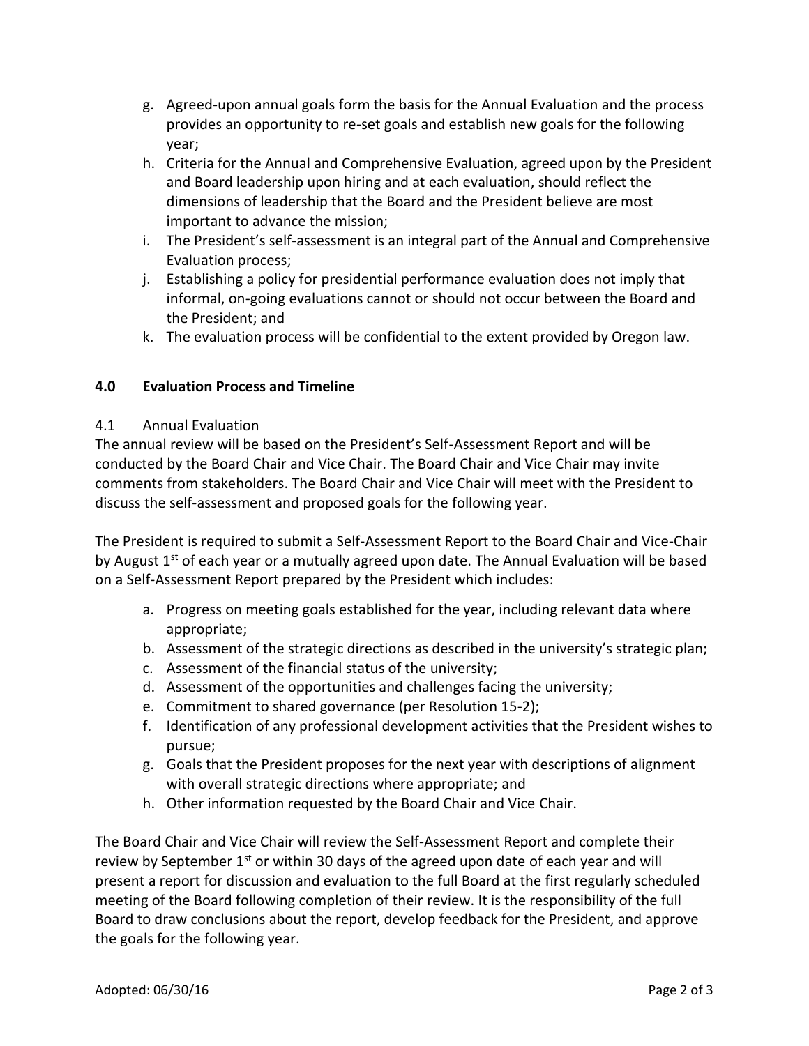g. Agreed-upon annual goals form the basis for the Annual Evaluation and the process provides an opportunity to re-set goals and establish new goals for the following year;
h. Criteria for the Annual and Comprehensive Evaluation, agreed upon by the President and Board leadership upon hiring and at each evaluation, should reflect the dimensions of leadership that the Board and the President believe are most important to advance the mission;
i. The President's self-assessment is an integral part of the Annual and Comprehensive Evaluation process;
j. Establishing a policy for presidential performance evaluation does not imply that informal, on-going evaluations cannot or should not occur between the Board and the President; and
k. The evaluation process will be confidential to the extent provided by Oregon law.

## 4.0 Evaluation Process and Timeline

### 4.1 Annual Evaluation

The annual review will be based on the President's Self-Assessment Report and will be conducted by the Board Chair and Vice Chair. The Board Chair and Vice Chair may invite comments from stakeholders. The Board Chair and Vice Chair will meet with the President to discuss the self-assessment and proposed goals for the following year.

The President is required to submit a Self-Assessment Report to the Board Chair and Vice-Chair by August 1st of each year or a mutually agreed upon date. The Annual Evaluation will be based on a Self-Assessment Report prepared by the President which includes:

a. Progress on meeting goals established for the year, including relevant data where appropriate;
b. Assessment of the strategic directions as described in the university's strategic plan;
c. Assessment of the financial status of the university;
d. Assessment of the opportunities and challenges facing the university;
e. Commitment to shared governance (per Resolution 15-2);
f. Identification of any professional development activities that the President wishes to pursue;
g. Goals that the President proposes for the next year with descriptions of alignment with overall strategic directions where appropriate; and
h. Other information requested by the Board Chair and Vice Chair.

The Board Chair and Vice Chair will review the Self-Assessment Report and complete their review by September 1st or within 30 days of the agreed upon date of each year and will present a report for discussion and evaluation to the full Board at the first regularly scheduled meeting of the Board following completion of their review. It is the responsibility of the full Board to draw conclusions about the report, develop feedback for the President, and approve the goals for the following year.

Adopted: 06/30/16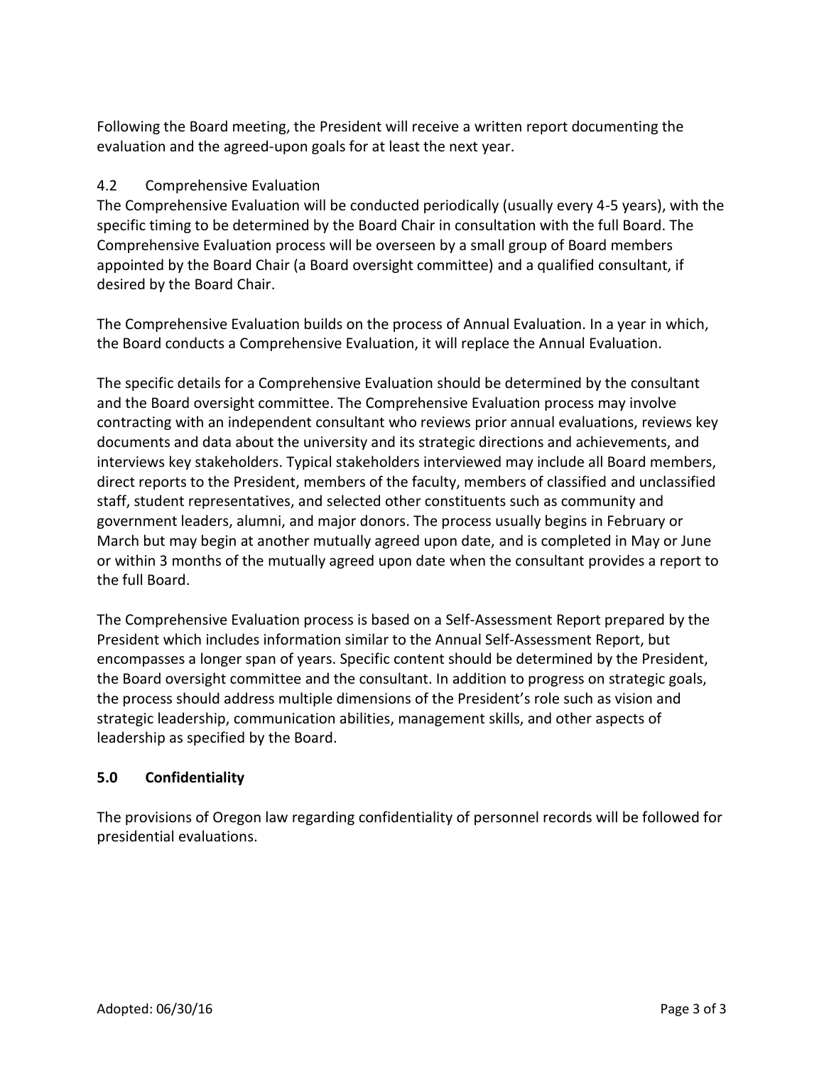Following the Board meeting, the President will receive a written report documenting the evaluation and the agreed-upon goals for at least the next year.

### 4.2 Comprehensive Evaluation

The Comprehensive Evaluation will be conducted periodically (usually every 4-5 years), with the specific timing to be determined by the Board Chair in consultation with the full Board. The Comprehensive Evaluation process will be overseen by a small group of Board members appointed by the Board Chair (a Board oversight committee) and a qualified consultant, if desired by the Board Chair.

The Comprehensive Evaluation builds on the process of Annual Evaluation. In a year in which, the Board conducts a Comprehensive Evaluation, it will replace the Annual Evaluation.

The specific details for a Comprehensive Evaluation should be determined by the consultant and the Board oversight committee. The Comprehensive Evaluation process may involve contracting with an independent consultant who reviews prior annual evaluations, reviews key documents and data about the university and its strategic directions and achievements, and interviews key stakeholders. Typical stakeholders interviewed may include all Board members, direct reports to the President, members of the faculty, members of classified and unclassified staff, student representatives, and selected other constituents such as community and government leaders, alumni, and major donors. The process usually begins in February or March but may begin at another mutually agreed upon date, and is completed in May or June or within 3 months of the mutually agreed upon date when the consultant provides a report to the full Board.

The Comprehensive Evaluation process is based on a Self-Assessment Report prepared by the President which includes information similar to the Annual Self-Assessment Report, but encompasses a longer span of years. Specific content should be determined by the President, the Board oversight committee and the consultant. In addition to progress on strategic goals, the process should address multiple dimensions of the President's role such as vision and strategic leadership, communication abilities, management skills, and other aspects of leadership as specified by the Board.

## 5.0 Confidentiality

The provisions of Oregon law regarding confidentiality of personnel records will be followed for presidential evaluations.

Adopted: 06/30/16